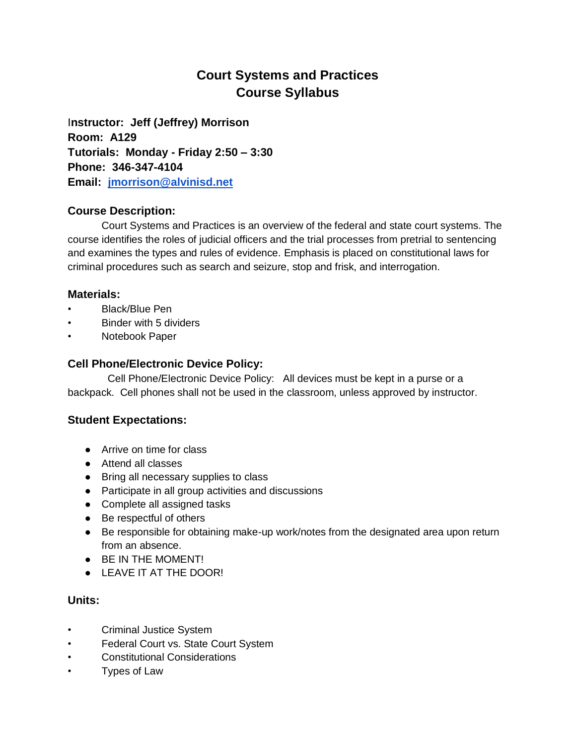# Court Systems and Practices
# Course Syllabus

**Instructor: Jeff (Jeffrey) Morrison**
**Room: A129**
**Tutorials: Monday - Friday 2:50 – 3:30**
**Phone: 346-347-4104**
**Email: [jmorrison@alvinisd.net](mailto:jmorrison@alvinisd.net)**

### Course Description:

Court Systems and Practices is an overview of the federal and state court systems. The course identifies the roles of judicial officers and the trial processes from pretrial to sentencing and examines the types and rules of evidence. Emphasis is placed on constitutional laws for criminal procedures such as search and seizure, stop and frisk, and interrogation.

### Materials:

- Black/Blue Pen
- Binder with 5 dividers
- Notebook Paper

### Cell Phone/Electronic Device Policy:

Cell Phone/Electronic Device Policy: All devices must be kept in a purse or a backpack. Cell phones shall not be used in the classroom, unless approved by instructor.

### Student Expectations:

- Arrive on time for class
- Attend all classes
- Bring all necessary supplies to class
- Participate in all group activities and discussions
- Complete all assigned tasks
- Be respectful of others
- Be responsible for obtaining make-up work/notes from the designated area upon return from an absence.
- BE IN THE MOMENT!
- LEAVE IT AT THE DOOR!

### Units:

- Criminal Justice System
- Federal Court vs. State Court System
- Constitutional Considerations
- Types of Law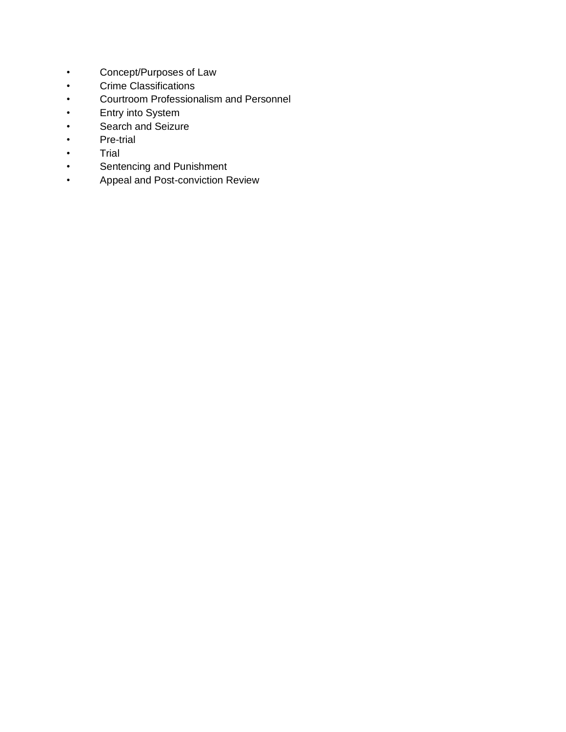- Concept/Purposes of Law
- Crime Classifications
- Courtroom Professionalism and Personnel
- Entry into System
- Search and Seizure
- Pre-trial
- Trial
- Sentencing and Punishment
- Appeal and Post-conviction Review